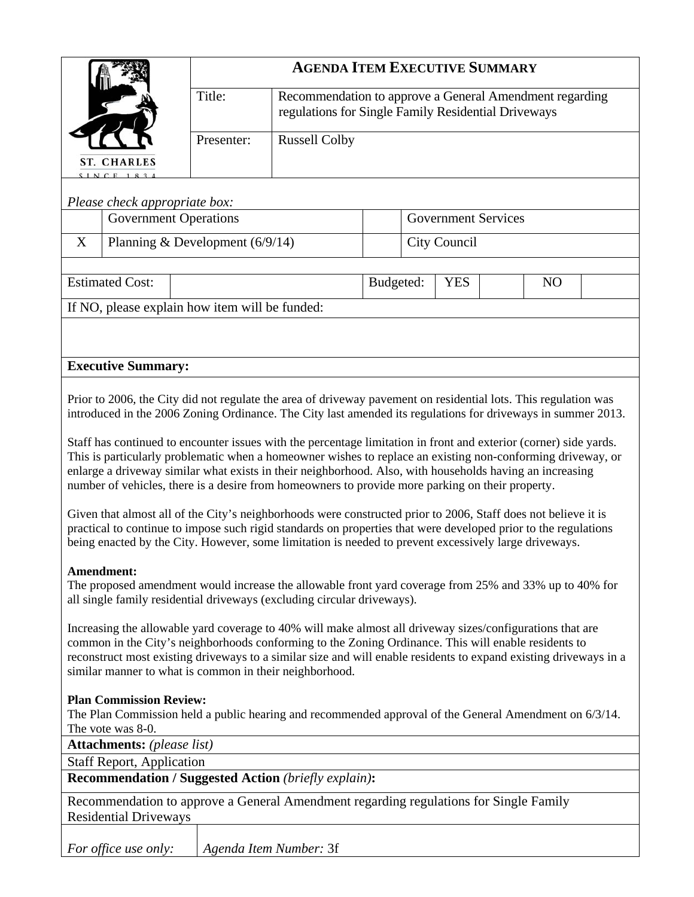# AGENDA ITEM EXECUTIVE SUMMARY

| | |
|---|---|
| Title: | Recommendation to approve a General Amendment regarding regulations for Single Family Residential Driveways |
| Presenter: | Russell Colby |

*Please check appropriate box:*

| | | | |
|---|---|---|---|
| | Government Operations | | Government Services |
| X | Planning & Development (6/9/14) | | City Council |

| Estimated Cost: | | Budgeted: | YES | | NO | |
|---|---|---|---|---|---|---|

If NO, please explain how item will be funded:

**Executive Summary:**

Prior to 2006, the City did not regulate the area of driveway pavement on residential lots. This regulation was introduced in the 2006 Zoning Ordinance. The City last amended its regulations for driveways in summer 2013.

Staff has continued to encounter issues with the percentage limitation in front and exterior (corner) side yards. This is particularly problematic when a homeowner wishes to replace an existing non-conforming driveway, or enlarge a driveway similar what exists in their neighborhood. Also, with households having an increasing number of vehicles, there is a desire from homeowners to provide more parking on their property.

Given that almost all of the City's neighborhoods were constructed prior to 2006, Staff does not believe it is practical to continue to impose such rigid standards on properties that were developed prior to the regulations being enacted by the City. However, some limitation is needed to prevent excessively large driveways.

**Amendment:**
The proposed amendment would increase the allowable front yard coverage from 25% and 33% up to 40% for all single family residential driveways (excluding circular driveways).

Increasing the allowable yard coverage to 40% will make almost all driveway sizes/configurations that are common in the City's neighborhoods conforming to the Zoning Ordinance. This will enable residents to reconstruct most existing driveways to a similar size and will enable residents to expand existing driveways in a similar manner to what is common in their neighborhood.

**Plan Commission Review:**
The Plan Commission held a public hearing and recommended approval of the General Amendment on 6/3/14. The vote was 8-0.

**Attachments:** *(please list)*

Staff Report, Application

**Recommendation / Suggested Action** *(briefly explain)***:**

Recommendation to approve a General Amendment regarding regulations for Single Family Residential Driveways

| *For office use only:* | *Agenda Item Number:* 3f |
|---|---|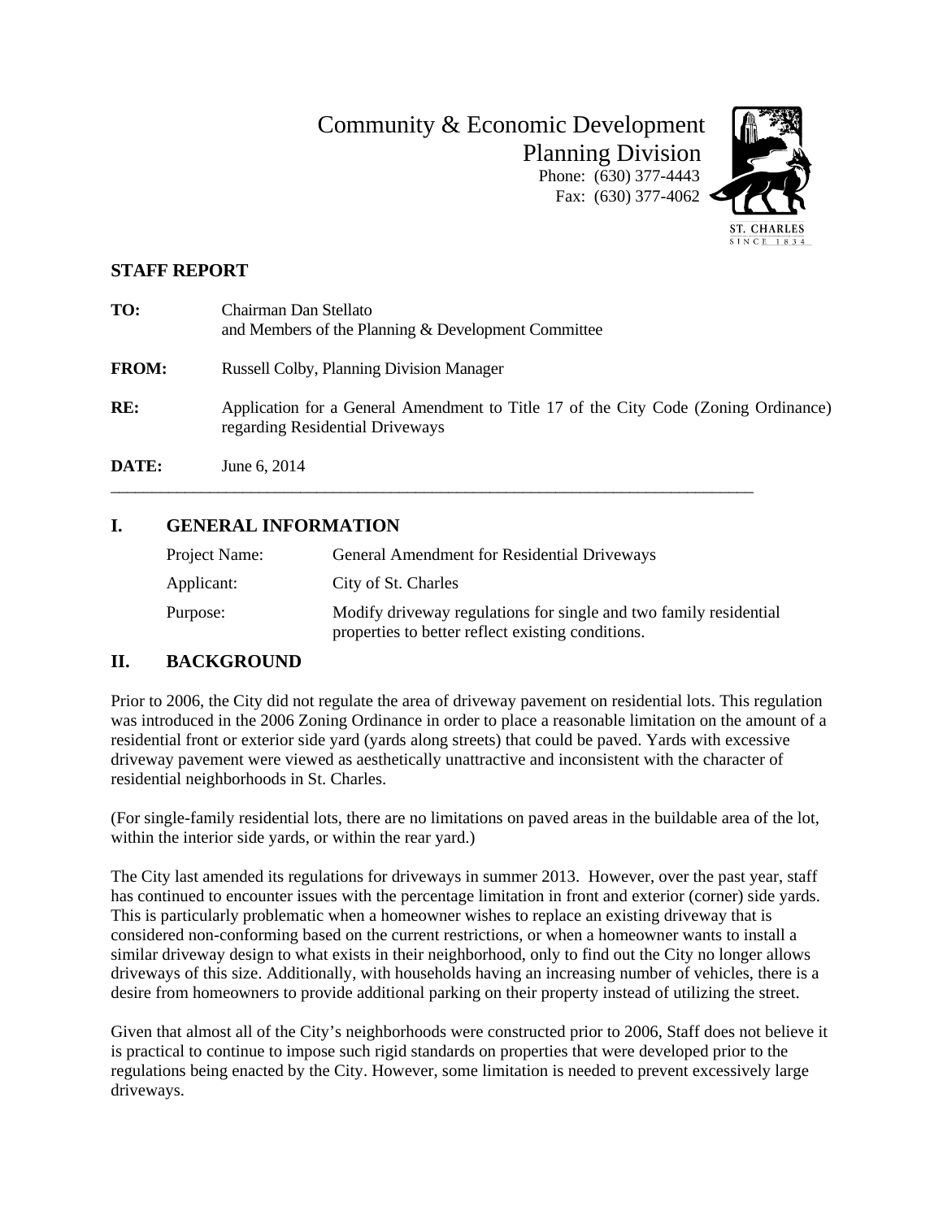Community & Economic Development
Planning Division
Phone: (630) 377-4443
Fax: (630) 377-4062

## STAFF REPORT

**TO:** Chairman Dan Stellato
and Members of the Planning & Development Committee

**FROM:** Russell Colby, Planning Division Manager

**RE:** Application for a General Amendment to Title 17 of the City Code (Zoning Ordinance) regarding Residential Driveways

**DATE:** June 6, 2014

---

## I. GENERAL INFORMATION

| | |
|---|---|
| Project Name: | General Amendment for Residential Driveways |
| Applicant: | City of St. Charles |
| Purpose: | Modify driveway regulations for single and two family residential properties to better reflect existing conditions. |

## II. BACKGROUND

Prior to 2006, the City did not regulate the area of driveway pavement on residential lots. This regulation was introduced in the 2006 Zoning Ordinance in order to place a reasonable limitation on the amount of a residential front or exterior side yard (yards along streets) that could be paved. Yards with excessive driveway pavement were viewed as aesthetically unattractive and inconsistent with the character of residential neighborhoods in St. Charles.

(For single-family residential lots, there are no limitations on paved areas in the buildable area of the lot, within the interior side yards, or within the rear yard.)

The City last amended its regulations for driveways in summer 2013. However, over the past year, staff has continued to encounter issues with the percentage limitation in front and exterior (corner) side yards. This is particularly problematic when a homeowner wishes to replace an existing driveway that is considered non-conforming based on the current restrictions, or when a homeowner wants to install a similar driveway design to what exists in their neighborhood, only to find out the City no longer allows driveways of this size. Additionally, with households having an increasing number of vehicles, there is a desire from homeowners to provide additional parking on their property instead of utilizing the street.

Given that almost all of the City's neighborhoods were constructed prior to 2006, Staff does not believe it is practical to continue to impose such rigid standards on properties that were developed prior to the regulations being enacted by the City. However, some limitation is needed to prevent excessively large driveways.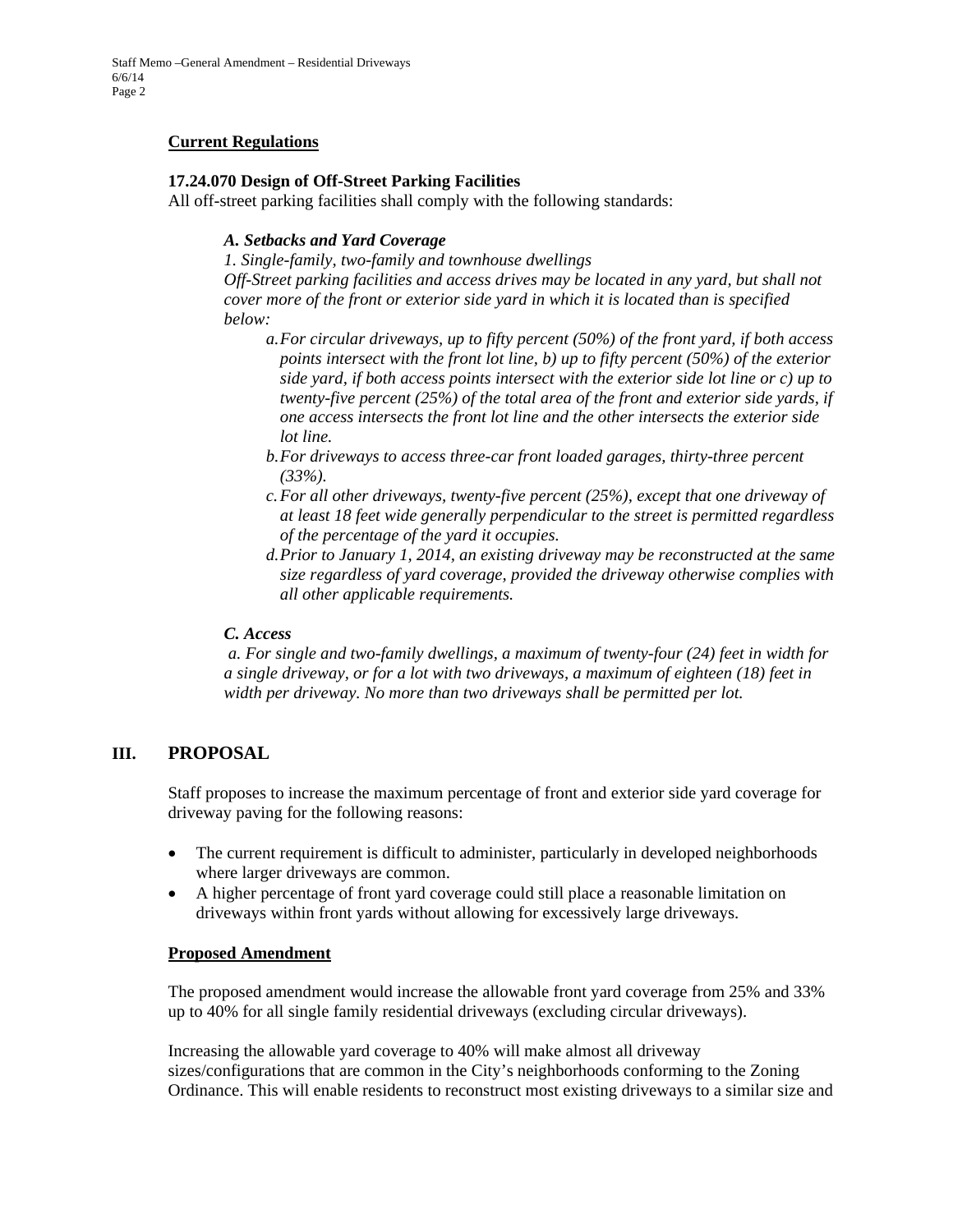**Current Regulations**

**17.24.070 Design of Off-Street Parking Facilities**

All off-street parking facilities shall comply with the following standards:

***A. Setbacks and Yard Coverage***

*1. Single-family, two-family and townhouse dwellings*

*Off-Street parking facilities and access drives may be located in any yard, but shall not cover more of the front or exterior side yard in which it is located than is specified below:*

*a. For circular driveways, up to fifty percent (50%) of the front yard, if both access points intersect with the front lot line, b) up to fifty percent (50%) of the exterior side yard, if both access points intersect with the exterior side lot line or c) up to twenty-five percent (25%) of the total area of the front and exterior side yards, if one access intersects the front lot line and the other intersects the exterior side lot line.*

*b. For driveways to access three-car front loaded garages, thirty-three percent (33%).*

*c. For all other driveways, twenty-five percent (25%), except that one driveway of at least 18 feet wide generally perpendicular to the street is permitted regardless of the percentage of the yard it occupies.*

*d. Prior to January 1, 2014, an existing driveway may be reconstructed at the same size regardless of yard coverage, provided the driveway otherwise complies with all other applicable requirements.*

***C. Access***

*a. For single and two-family dwellings, a maximum of twenty-four (24) feet in width for a single driveway, or for a lot with two driveways, a maximum of eighteen (18) feet in width per driveway. No more than two driveways shall be permitted per lot.*

## III. PROPOSAL

Staff proposes to increase the maximum percentage of front and exterior side yard coverage for driveway paving for the following reasons:

- The current requirement is difficult to administer, particularly in developed neighborhoods where larger driveways are common.
- A higher percentage of front yard coverage could still place a reasonable limitation on driveways within front yards without allowing for excessively large driveways.

**Proposed Amendment**

The proposed amendment would increase the allowable front yard coverage from 25% and 33% up to 40% for all single family residential driveways (excluding circular driveways).

Increasing the allowable yard coverage to 40% will make almost all driveway sizes/configurations that are common in the City's neighborhoods conforming to the Zoning Ordinance. This will enable residents to reconstruct most existing driveways to a similar size and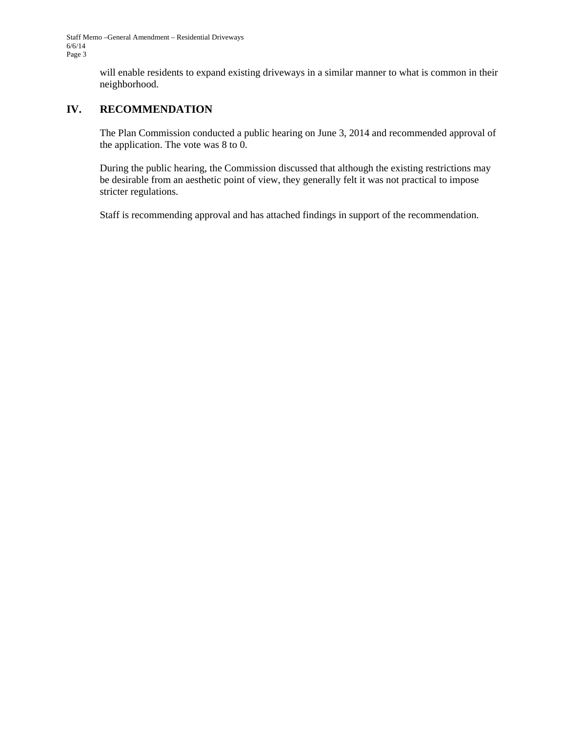will enable residents to expand existing driveways in a similar manner to what is common in their neighborhood.

## IV. RECOMMENDATION

The Plan Commission conducted a public hearing on June 3, 2014 and recommended approval of the application. The vote was 8 to 0.

During the public hearing, the Commission discussed that although the existing restrictions may be desirable from an aesthetic point of view, they generally felt it was not practical to impose stricter regulations.

Staff is recommending approval and has attached findings in support of the recommendation.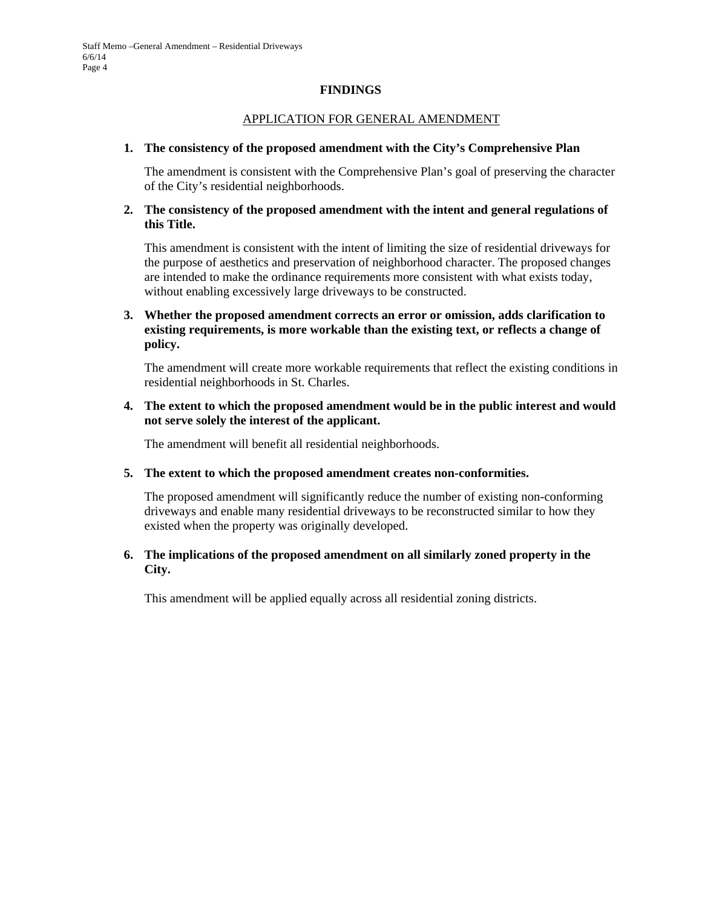## FINDINGS

### APPLICATION FOR GENERAL AMENDMENT

1. **The consistency of the proposed amendment with the City's Comprehensive Plan**

   The amendment is consistent with the Comprehensive Plan's goal of preserving the character of the City's residential neighborhoods.

2. **The consistency of the proposed amendment with the intent and general regulations of this Title.**

   This amendment is consistent with the intent of limiting the size of residential driveways for the purpose of aesthetics and preservation of neighborhood character. The proposed changes are intended to make the ordinance requirements more consistent with what exists today, without enabling excessively large driveways to be constructed.

3. **Whether the proposed amendment corrects an error or omission, adds clarification to existing requirements, is more workable than the existing text, or reflects a change of policy.**

   The amendment will create more workable requirements that reflect the existing conditions in residential neighborhoods in St. Charles.

4. **The extent to which the proposed amendment would be in the public interest and would not serve solely the interest of the applicant.**

   The amendment will benefit all residential neighborhoods.

5. **The extent to which the proposed amendment creates non-conformities.**

   The proposed amendment will significantly reduce the number of existing non-conforming driveways and enable many residential driveways to be reconstructed similar to how they existed when the property was originally developed.

6. **The implications of the proposed amendment on all similarly zoned property in the City.**

   This amendment will be applied equally across all residential zoning districts.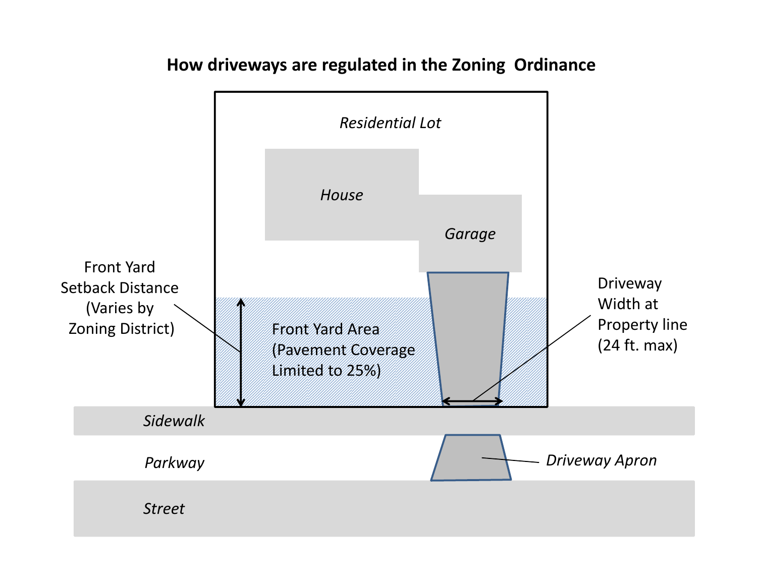# How driveways are regulated in the Zoning Ordinance

*Residential Lot*

*House*

*Garage*

Front Yard Setback Distance (Varies by Zoning District)

Front Yard Area (Pavement Coverage Limited to 25%)

Driveway Width at Property line (24 ft. max)

*Sidewalk*

*Parkway*

*Driveway Apron*

*Street*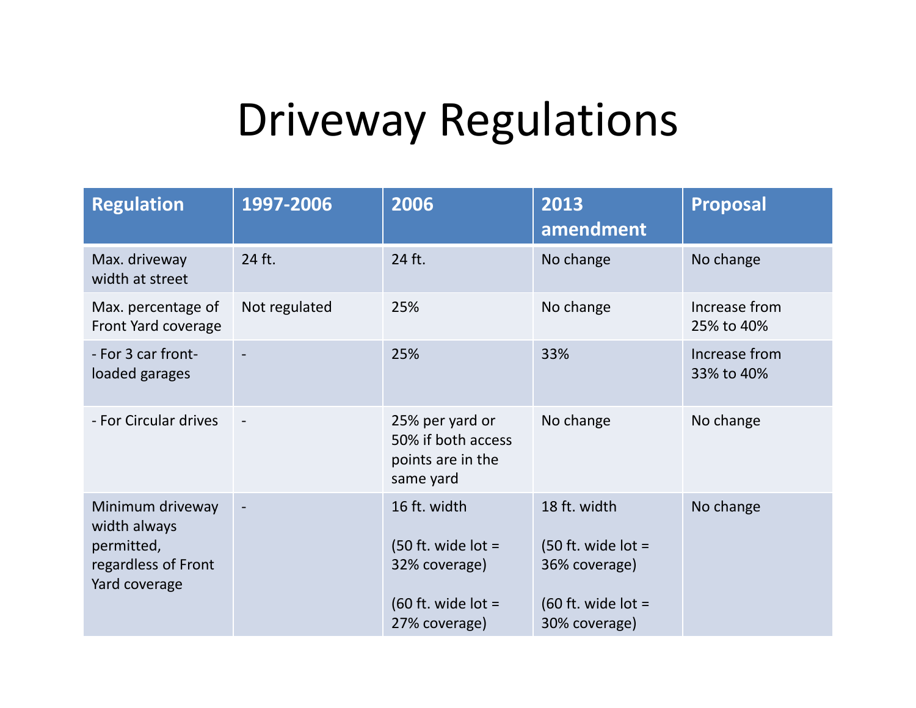# Driveway Regulations

| Regulation | 1997-2006 | 2006 | 2013 amendment | Proposal |
|---|---|---|---|---|
| Max. driveway width at street | 24 ft. | 24 ft. | No change | No change |
| Max. percentage of Front Yard coverage | Not regulated | 25% | No change | Increase from 25% to 40% |
| - For 3 car front-loaded garages | - | 25% | 33% | Increase from 33% to 40% |
| - For Circular drives | - | 25% per yard or 50% if both access points are in the same yard | No change | No change |
| Minimum driveway width always permitted, regardless of Front Yard coverage | - | 16 ft. width<br><br>(50 ft. wide lot = 32% coverage)<br><br>(60 ft. wide lot = 27% coverage) | 18 ft. width<br><br>(50 ft. wide lot = 36% coverage)<br><br>(60 ft. wide lot = 30% coverage) | No change |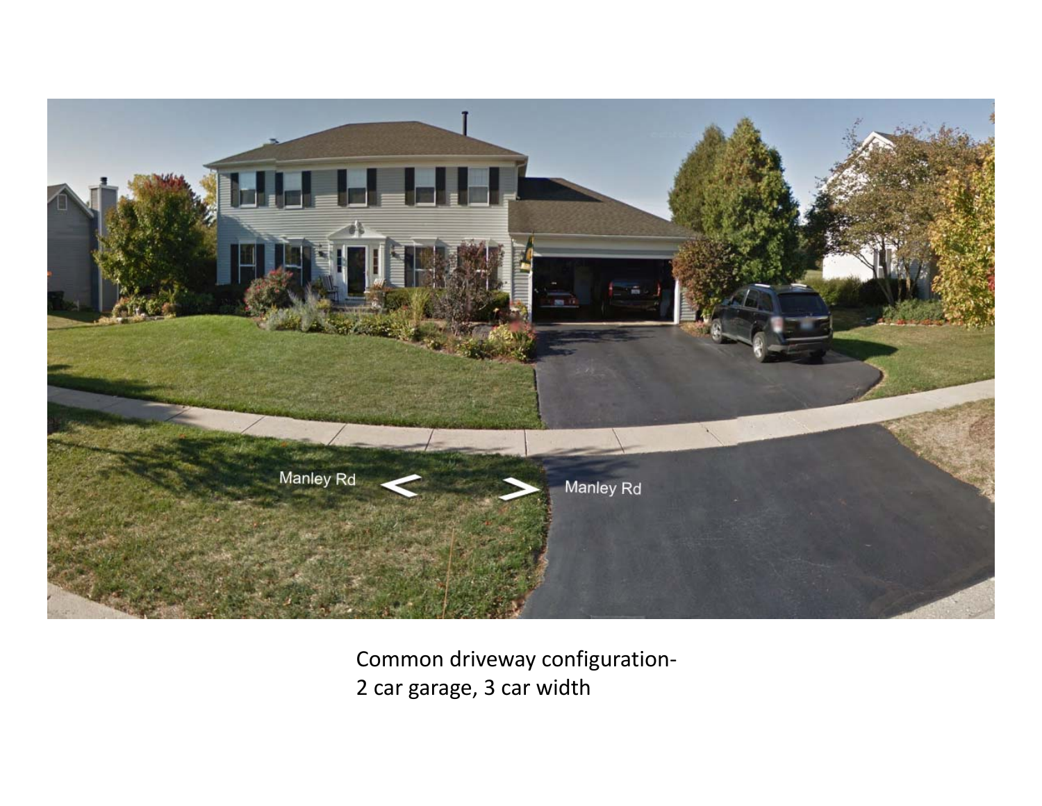Common driveway configuration-
2 car garage, 3 car width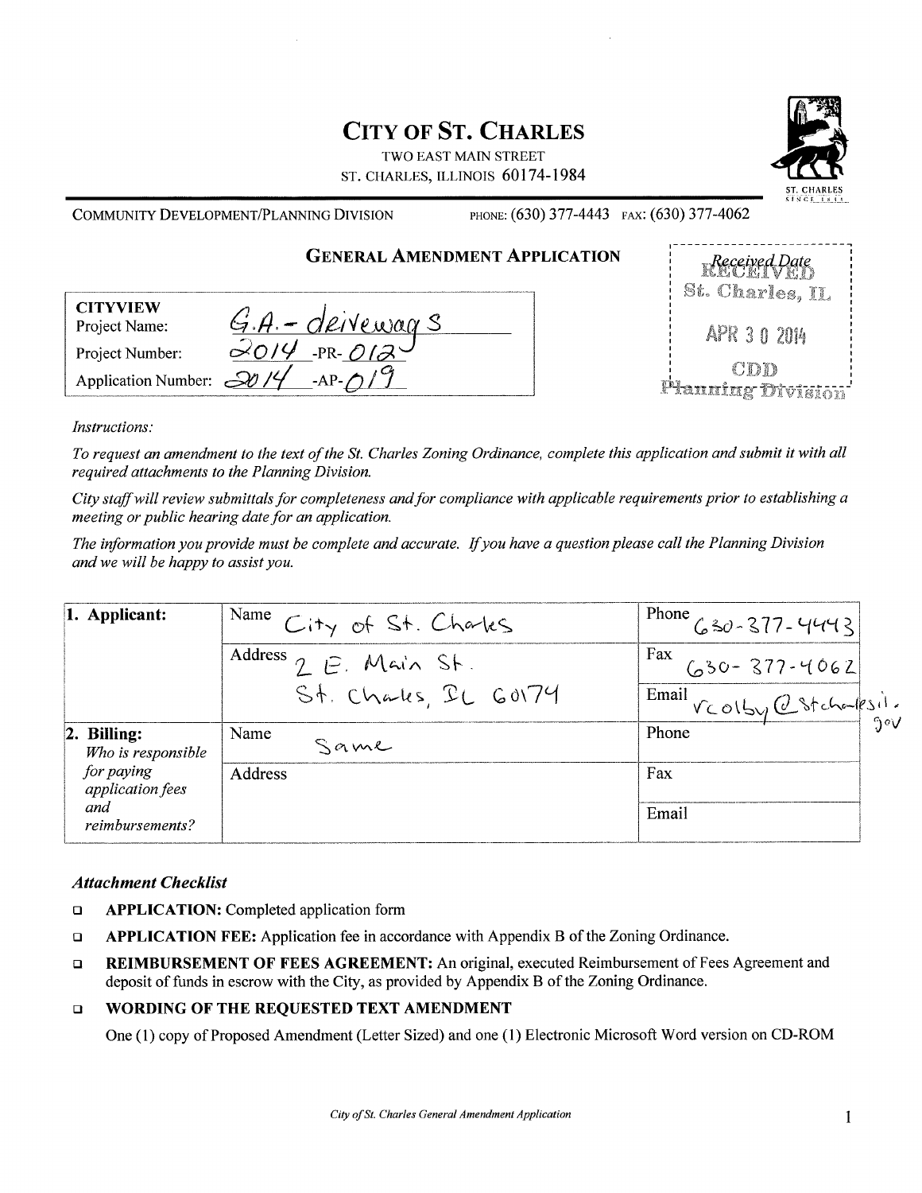# CITY OF ST. CHARLES

TWO EAST MAIN STREET
ST. CHARLES, ILLINOIS 60174-1984

COMMUNITY DEVELOPMENT/PLANNING DIVISION PHONE: (630) 377-4443 FAX: (630) 377-4062

## GENERAL AMENDMENT APPLICATION

| CITYVIEW | |
|---|---|
| Project Name: | G.A. - driveways |
| Project Number: | 2014 -PR- 012 |
| Application Number: | 2014 -AP- 019 |

Received Date
RECEIVED
St. Charles, IL
APR 30 2014
CDD
Planning Division

*Instructions:*

*To request an amendment to the text of the St. Charles Zoning Ordinance, complete this application and submit it with all required attachments to the Planning Division.*

*City staff will review submittals for completeness and for compliance with applicable requirements prior to establishing a meeting or public hearing date for an application.*

*The information you provide must be complete and accurate. If you have a question please call the Planning Division and we will be happy to assist you.*

| | | |
|---|---|---|
| **1. Applicant:** | Name City of St. Charles | Phone 630-377-4443 |
| | Address 2 E. Main St. St. Charles, IL 60174 | Fax 630-377-4062 |
| | | Email rcolby@stcharlesil.gov |
| **2. Billing:** *Who is responsible for paying application fees and reimbursements?* | Name Same | Phone |
| | Address | Fax |
| | | Email |

### *Attachment Checklist*

- ❑ **APPLICATION:** Completed application form
- ❑ **APPLICATION FEE:** Application fee in accordance with Appendix B of the Zoning Ordinance.
- ❑ **REIMBURSEMENT OF FEES AGREEMENT:** An original, executed Reimbursement of Fees Agreement and deposit of funds in escrow with the City, as provided by Appendix B of the Zoning Ordinance.
- ❑ **WORDING OF THE REQUESTED TEXT AMENDMENT**

  One (1) copy of Proposed Amendment (Letter Sized) and one (1) Electronic Microsoft Word version on CD-ROM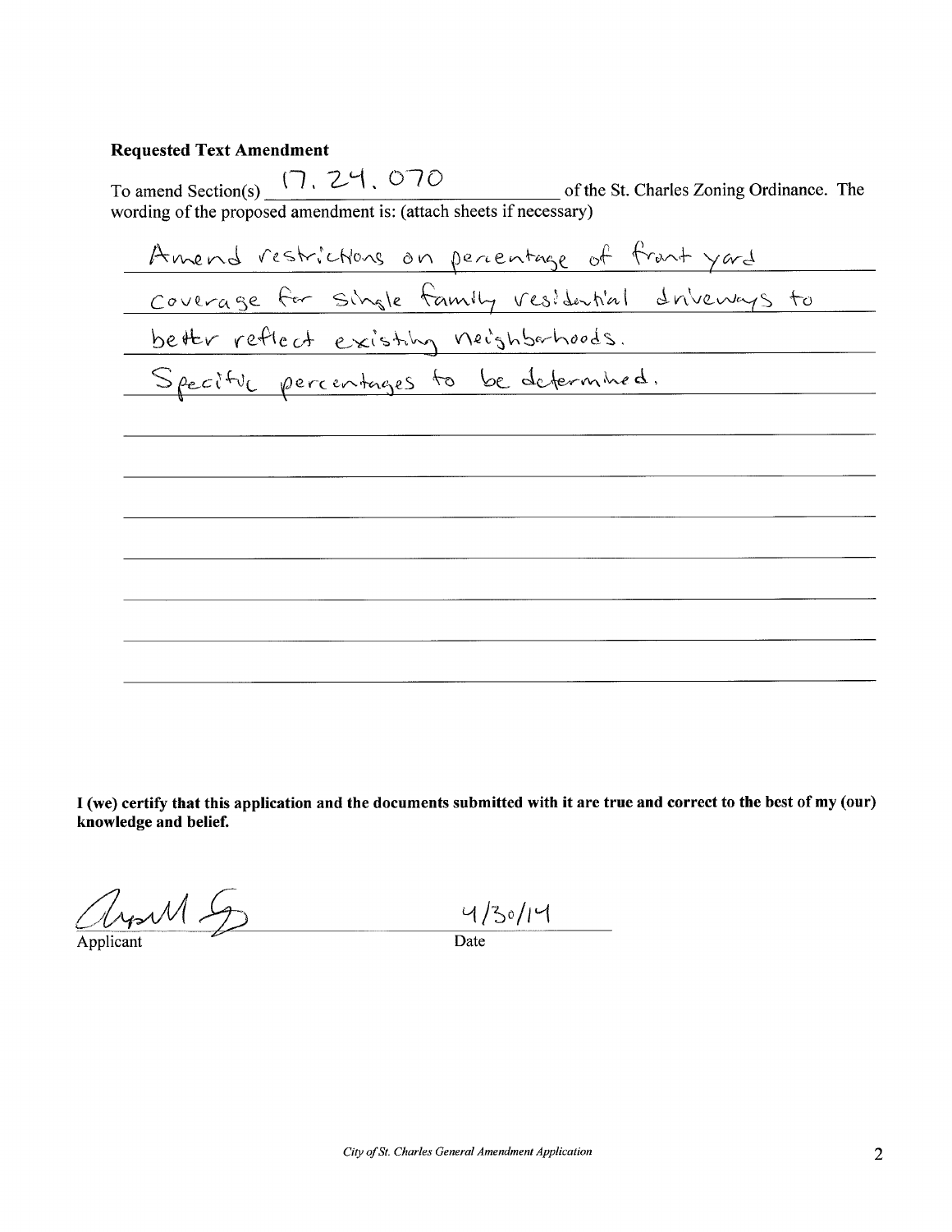**Requested Text Amendment**

To amend Section(s) 17.24.070 of the St. Charles Zoning Ordinance. The wording of the proposed amendment is: (attach sheets if necessary)

Amend restrictions on percentage of front yard coverage for single family residential driveways to better reflect existing neighborhoods. Specific percentages to be determined.

**I (we) certify that this application and the documents submitted with it are true and correct to the best of my (our) knowledge and belief.**

Applicant 4/30/14
Date

*City of St. Charles General Amendment Application*